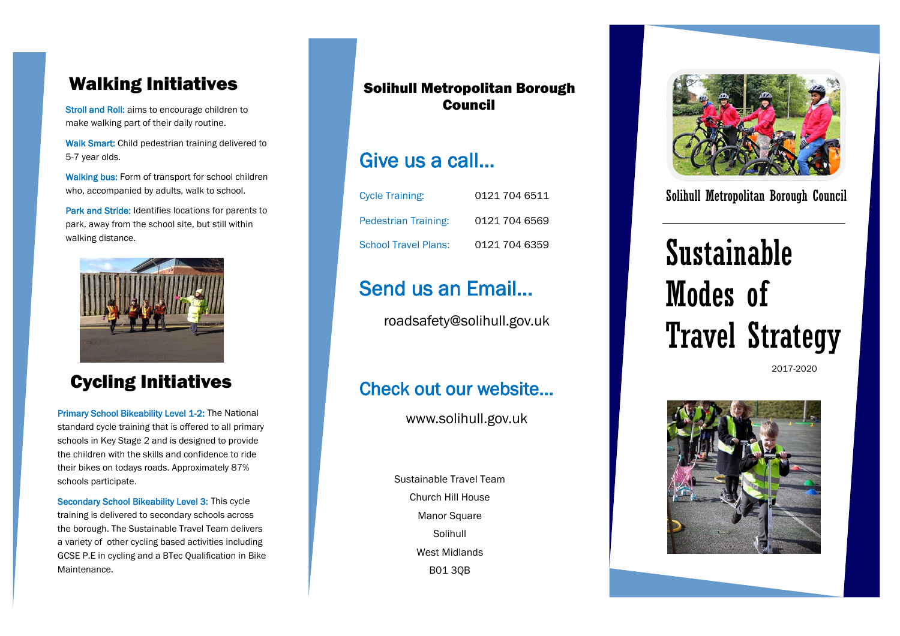## Walking Initiatives

**Stroll and Roll:** aims to encourage children to make walking part of their daily routine.

**Walk Smart:** Child pedestrian training delivered to 5-7 year olds.

**Walking bus:** Form of transport for school children who, accompanied by adults, walk to school.

**Park and Stride:** Identifies locations for parents to park, away from the school site, but still within walking distance.

## Cycling Initiatives

**Primary School Bikeability Level 1-2:** The National standard cycle training that is offered to all primary schools in Key Stage 2 and is designed to provide the children with the skills and confidence to ride their bikes on todays roads. Approximately 87% schools participate.

**Secondary School Bikeability Level 3:** This cycle training is delivered to secondary schools across the borough. The Sustainable Travel Team delivers a variety of other cycling based activities including GCSE P.E in cycling and a BTec Qualification in Bike Maintenance.

**Solihull Metropolitan Borough Council**

## Give us a call...

| | |
|---|---|
| Cycle Training: | 0121 704 6511 |
| Pedestrian Training: | 0121 704 6569 |
| School Travel Plans: | 0121 704 6359 |

## Send us an Email...

roadsafety@solihull.gov.uk

## Check out our website...

www.solihull.gov.uk

Sustainable Travel Team
Church Hill House
Manor Square
Solihull
West Midlands
B01 3QB

Solihull Metropolitan Borough Council

# Sustainable Modes of Travel Strategy

2017-2020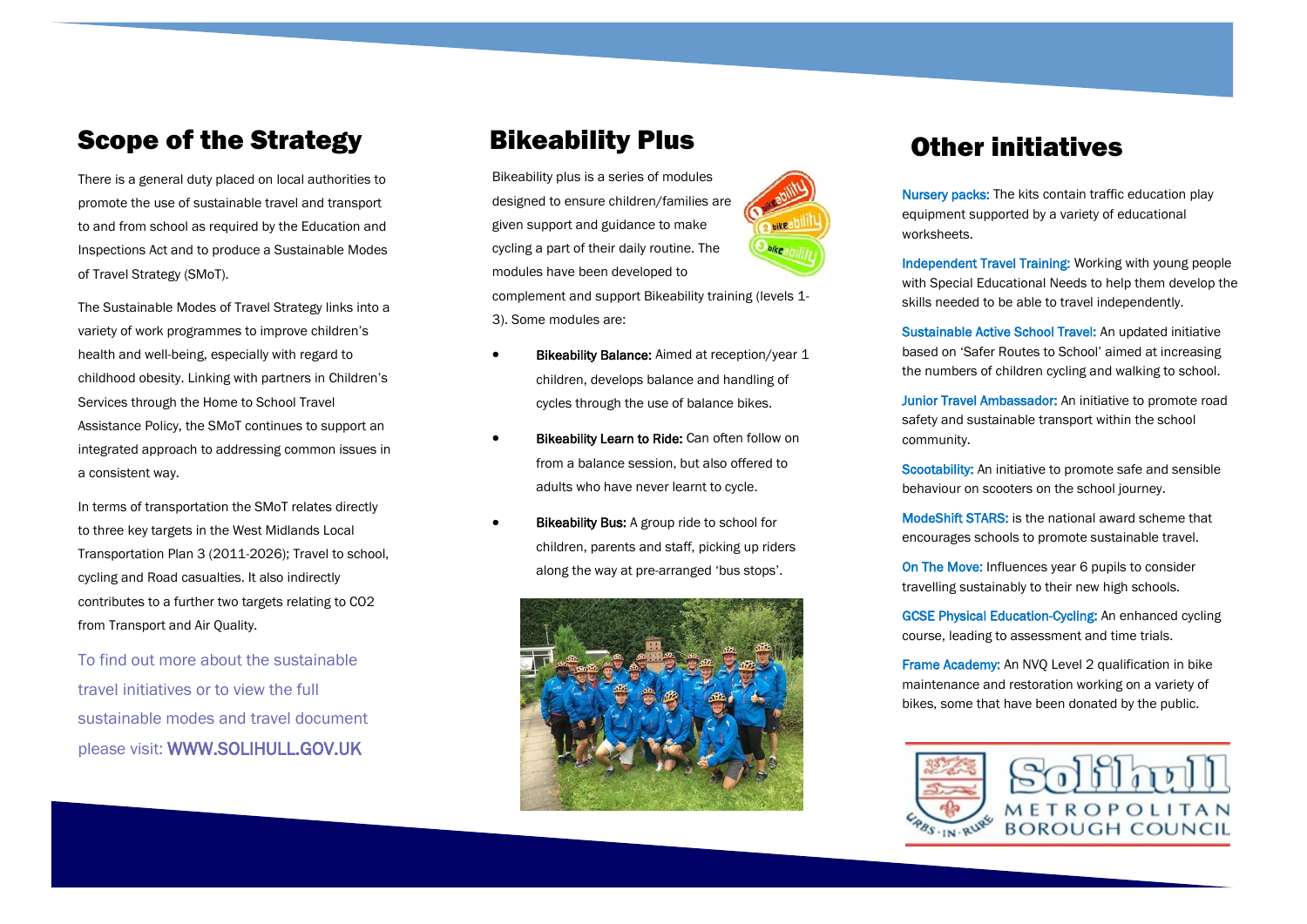## Scope of the Strategy

There is a general duty placed on local authorities to promote the use of sustainable travel and transport to and from school as required by the Education and Inspections Act and to produce a Sustainable Modes of Travel Strategy (SMoT).

The Sustainable Modes of Travel Strategy links into a variety of work programmes to improve children's health and well-being, especially with regard to childhood obesity. Linking with partners in Children's Services through the Home to School Travel Assistance Policy, the SMoT continues to support an integrated approach to addressing common issues in a consistent way.

In terms of transportation the SMoT relates directly to three key targets in the West Midlands Local Transportation Plan 3 (2011-2026); Travel to school, cycling and Road casualties. It also indirectly contributes to a further two targets relating to $CO_2$ from Transport and Air Quality.

To find out more about the sustainable travel initiatives or to view the full sustainable modes and travel document please visit: WWW.SOLIHULL.GOV.UK

## Bikeability Plus

Bikeability plus is a series of modules designed to ensure children/families are given support and guidance to make cycling a part of their daily routine. The modules have been developed to complement and support Bikeability training (levels 1-3). Some modules are:

- **Bikeability Balance:** Aimed at reception/year 1 children, develops balance and handling of cycles through the use of balance bikes.
- **Bikeability Learn to Ride:** Can often follow on from a balance session, but also offered to adults who have never learnt to cycle.
- **Bikeability Bus:** A group ride to school for children, parents and staff, picking up riders along the way at pre-arranged 'bus stops'.

## Other initiatives

**Nursery packs:** The kits contain traffic education play equipment supported by a variety of educational worksheets.

**Independent Travel Training:** Working with young people with Special Educational Needs to help them develop the skills needed to be able to travel independently.

**Sustainable Active School Travel:** An updated initiative based on 'Safer Routes to School' aimed at increasing the numbers of children cycling and walking to school.

**Junior Travel Ambassador:** An initiative to promote road safety and sustainable transport within the school community.

**Scootability:** An initiative to promote safe and sensible behaviour on scooters on the school journey.

**ModeShift STARS:** is the national award scheme that encourages schools to promote sustainable travel.

**On The Move:** Influences year 6 pupils to consider travelling sustainably to their new high schools.

**GCSE Physical Education-Cycling:** An enhanced cycling course, leading to assessment and time trials.

**Frame Academy:** An NVQ Level 2 qualification in bike maintenance and restoration working on a variety of bikes, some that have been donated by the public.

Solihull Metropolitan Borough Council